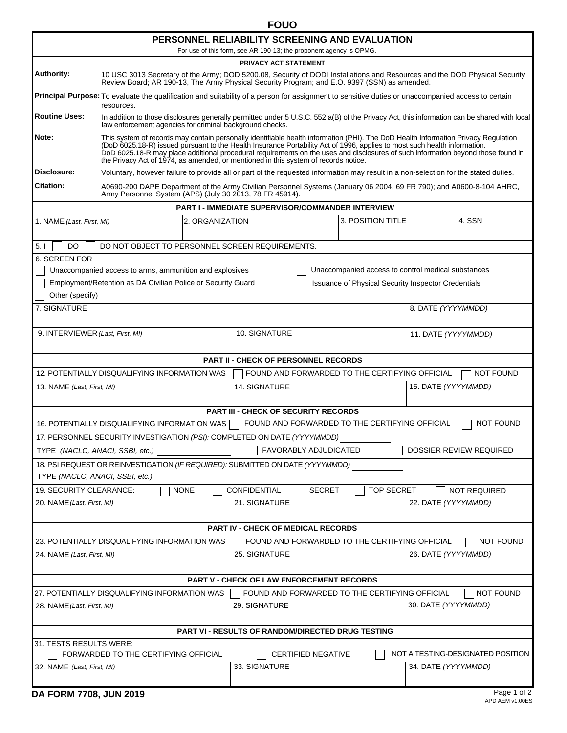FOUO

# PERSONNEL RELIABILITY SCREENING AND EVALUATION

For use of this form, see AR 190-13; the proponent agency is OPMG.

**PRIVACY ACT STATEMENT**

**Authority:** 10 USC 3013 Secretary of the Army; DOD 5200.08, Security of DODI Installations and Resources and the DOD Physical Security Review Board; AR 190-13, The Army Physical Security Program; and E.O. 9397 (SSN) as amended.

**Principal Purpose:** To evaluate the qualification and suitability of a person for assignment to sensitive duties or unaccompanied access to certain resources.

**Routine Uses:** In addition to those disclosures generally permitted under 5 U.S.C. 552 a(B) of the Privacy Act, this information can be shared with local law enforcement agencies for criminal background checks.

**Note:** This system of records may contain personally identifiable health information (PHI). The DoD Health Information Privacy Regulation (DoD 6025.18-R) issued pursuant to the Health Insurance Portability Act of 1996, applies to most such health information. DoD 6025.18-R may place additional procedural requirements on the uses and disclosures of such information beyond those found in the Privacy Act of 1974, as amended, or mentioned in this system of records notice.

**Disclosure:** Voluntary, however failure to provide all or part of the requested information may result in a non-selection for the stated duties.

**Citation:** A0690-200 DAPE Department of the Army Civilian Personnel Systems (January 06 2004, 69 FR 790); and A0600-8-104 AHRC, Army Personnel System (APS) (July 30 2013, 78 FR 45914).

## PART I - IMMEDIATE SUPERVISOR/COMMANDER INTERVIEW

| 1. NAME *(Last, First, MI)* | 2. ORGANIZATION | 3. POSITION TITLE | 4. SSN |
|---|---|---|---|
| | | | |

5. I ☐ DO ☐ DO NOT OBJECT TO PERSONNEL SCREEN REQUIREMENTS.

6. SCREEN FOR

- ☐ Unaccompanied access to arms, ammunition and explosives
- ☐ Unaccompanied access to control medical substances
- ☐ Employment/Retention as DA Civilian Police or Security Guard
- ☐ Issuance of Physical Security Inspector Credentials
- ☐ Other (specify)

| 7. SIGNATURE | 8. DATE *(YYYYMMDD)* |
|---|---|
| | |

| 9. INTERVIEWER *(Last, First, MI)* | 10. SIGNATURE | 11. DATE *(YYYYMMDD)* |
|---|---|---|
| | | |

## PART II - CHECK OF PERSONNEL RECORDS

12. POTENTIALLY DISQUALIFYING INFORMATION WAS ☐ FOUND AND FORWARDED TO THE CERTIFYING OFFICIAL ☐ NOT FOUND

| 13. NAME *(Last, First, MI)* | 14. SIGNATURE | 15. DATE *(YYYYMMDD)* |
|---|---|---|
| | | |

## PART III - CHECK OF SECURITY RECORDS

16. POTENTIALLY DISQUALIFYING INFORMATION WAS ☐ FOUND AND FORWARDED TO THE CERTIFYING OFFICIAL ☐ NOT FOUND

17. PERSONNEL SECURITY INVESTIGATION *(PSI)*: COMPLETED ON DATE *(YYYYMMDD)* ____________

TYPE *(NACLC, ANACI, SSBI, etc.)* ____________ ☐ FAVORABLY ADJUDICATED ☐ DOSSIER REVIEW REQUIRED

18. PSI REQUEST OR REINVESTIGATION *(IF REQUIRED)*: SUBMITTED ON DATE *(YYYYMMDD)* ____________

TYPE *(NACLC, ANACI, SSBI, etc.)* ____________

19. SECURITY CLEARANCE: ☐ NONE ☐ CONFIDENTIAL ☐ SECRET ☐ TOP SECRET ☐ NOT REQUIRED

| 20. NAME *(Last, First, MI)* | 21. SIGNATURE | 22. DATE *(YYYYMMDD)* |
|---|---|---|
| | | |

## PART IV - CHECK OF MEDICAL RECORDS

23. POTENTIALLY DISQUALIFYING INFORMATION WAS ☐ FOUND AND FORWARDED TO THE CERTIFYING OFFICIAL ☐ NOT FOUND

| 24. NAME *(Last, First, MI)* | 25. SIGNATURE | 26. DATE *(YYYYMMDD)* |
|---|---|---|
| | | |

## PART V - CHECK OF LAW ENFORCEMENT RECORDS

27. POTENTIALLY DISQUALIFYING INFORMATION WAS ☐ FOUND AND FORWARDED TO THE CERTIFYING OFFICIAL ☐ NOT FOUND

| 28. NAME *(Last, First, MI)* | 29. SIGNATURE | 30. DATE *(YYYYMMDD)* |
|---|---|---|
| | | |

## PART VI - RESULTS OF RANDOM/DIRECTED DRUG TESTING

31. TESTS RESULTS WERE:

☐ FORWARDED TO THE CERTIFYING OFFICIAL ☐ CERTIFIED NEGATIVE ☐ NOT A TESTING-DESIGNATED POSITION

| 32. NAME *(Last, First, MI)* | 33. SIGNATURE | 34. DATE *(YYYYMMDD)* |
|---|---|---|
| | | |

DA FORM 7708, JUN 2019

APD AEM v1.00ES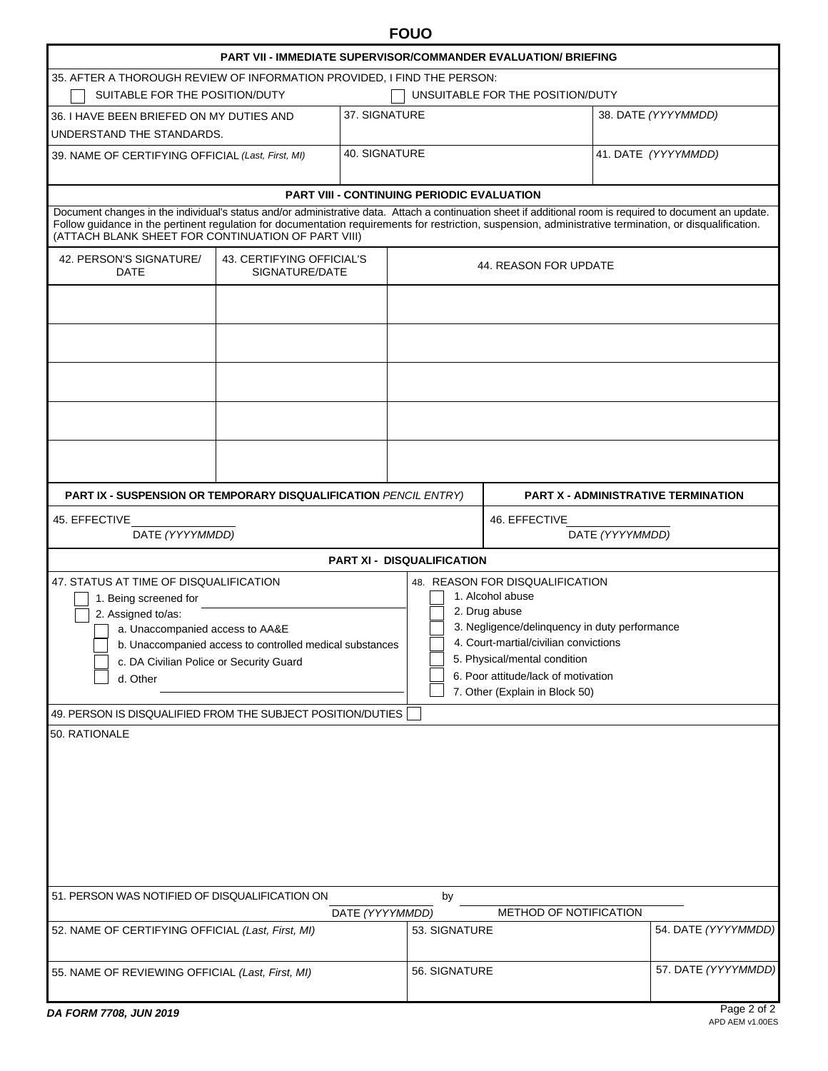FOUO

## PART VII - IMMEDIATE SUPERVISOR/COMMANDER EVALUATION/ BRIEFING

35. AFTER A THOROUGH REVIEW OF INFORMATION PROVIDED, I FIND THE PERSON:

☐ SUITABLE FOR THE POSITION/DUTY ☐ UNSUITABLE FOR THE POSITION/DUTY

| | | |
|---|---|---|
| 36. I HAVE BEEN BRIEFED ON MY DUTIES AND UNDERSTAND THE STANDARDS. | 37. SIGNATURE | 38. DATE *(YYYYMMDD)* |
| 39. NAME OF CERTIFYING OFFICIAL *(Last, First, MI)* | 40. SIGNATURE | 41. DATE *(YYYYMMDD)* |

## PART VIII - CONTINUING PERIODIC EVALUATION

Document changes in the individual's status and/or administrative data. Attach a continuation sheet if additional room is required to document an update. Follow guidance in the pertinent regulation for documentation requirements for restriction, suspension, administrative termination, or disqualification. (ATTACH BLANK SHEET FOR CONTINUATION OF PART VIII)

| 42. PERSON'S SIGNATURE/ DATE | 43. CERTIFYING OFFICIAL'S SIGNATURE/DATE | 44. REASON FOR UPDATE |
|---|---|---|
| | | |
| | | |
| | | |
| | | |
| | | |

| | |
|---|---|
| **PART IX - SUSPENSION OR TEMPORARY DISQUALIFICATION** *PENCIL ENTRY)* | **PART X - ADMINISTRATIVE TERMINATION** |
| 45. EFFECTIVE DATE *(YYYYMMDD)* | 46. EFFECTIVE DATE *(YYYYMMDD)* |

## PART XI - DISQUALIFICATION

47. STATUS AT TIME OF DISQUALIFICATION

☐ 1. Being screened for

☐ 2. Assigned to/as:

☐ a. Unaccompanied access to AA&E

☐ b. Unaccompanied access to controlled medical substances

☐ c. DA Civilian Police or Security Guard

☐ d. Other

48. REASON FOR DISQUALIFICATION

☐ 1. Alcohol abuse

☐ 2. Drug abuse

☐ 3. Negligence/delinquency in duty performance

☐ 4. Court-martial/civilian convictions

☐ 5. Physical/mental condition

☐ 6. Poor attitude/lack of motivation

☐ 7. Other (Explain in Block 50)

49. PERSON IS DISQUALIFIED FROM THE SUBJECT POSITION/DUTIES ☐

50. RATIONALE

51. PERSON WAS NOTIFIED OF DISQUALIFICATION ON ________ DATE *(YYYYMMDD)* by ________ METHOD OF NOTIFICATION

| | | |
|---|---|---|
| 52. NAME OF CERTIFYING OFFICIAL *(Last, First, MI)* | 53. SIGNATURE | 54. DATE *(YYYYMMDD)* |
| 55. NAME OF REVIEWING OFFICIAL *(Last, First, MI)* | 56. SIGNATURE | 57. DATE *(YYYYMMDD)* |

*DA FORM 7708, JUN 2019*